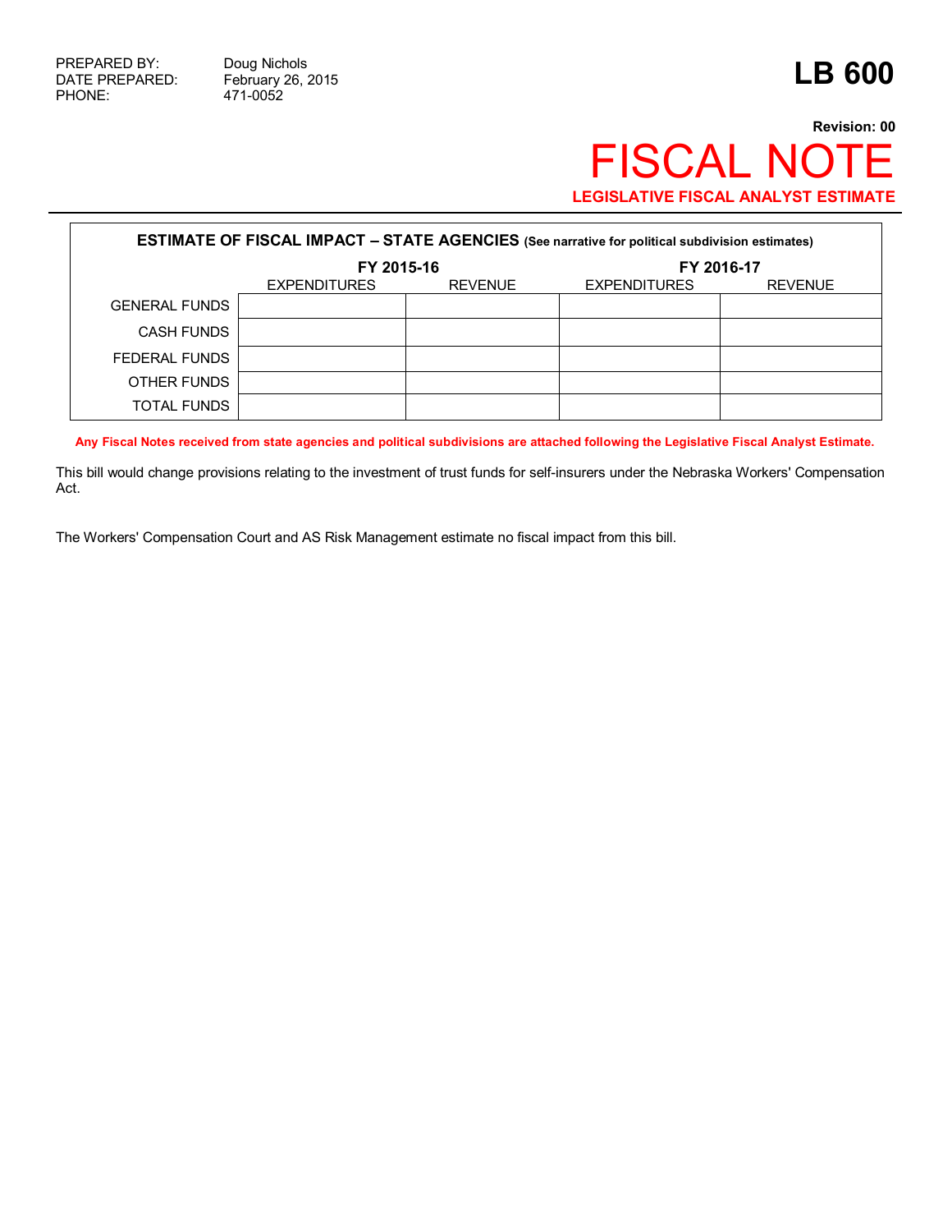PREPARED BY: Doug Nichols
DATE PREPARED: February 26, 2015
PHONE: 471-0052

# LB 600

**Revision: 00**

# FISCAL NOTE

**LEGISLATIVE FISCAL ANALYST ESTIMATE**

| **ESTIMATE OF FISCAL IMPACT – STATE AGENCIES** (See narrative for political subdivision estimates) | | | | |
|---|---|---|---|---|
| | **FY 2015-16** | | **FY 2016-17** | |
| | EXPENDITURES | REVENUE | EXPENDITURES | REVENUE |
| GENERAL FUNDS | | | | |
| CASH FUNDS | | | | |
| FEDERAL FUNDS | | | | |
| OTHER FUNDS | | | | |
| TOTAL FUNDS | | | | |

**Any Fiscal Notes received from state agencies and political subdivisions are attached following the Legislative Fiscal Analyst Estimate.**

This bill would change provisions relating to the investment of trust funds for self-insurers under the Nebraska Workers' Compensation Act.

The Workers' Compensation Court and AS Risk Management estimate no fiscal impact from this bill.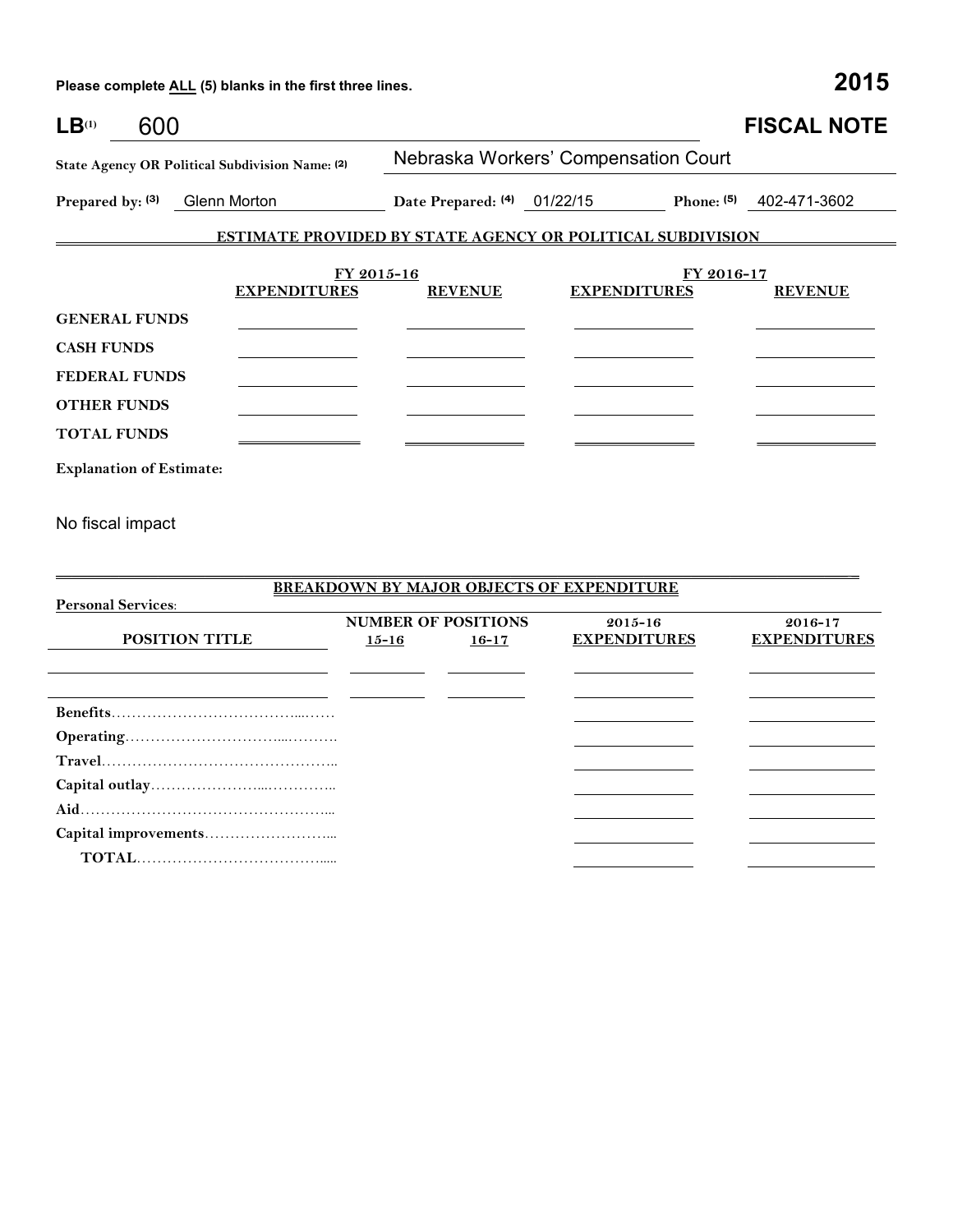Please complete ALL (5) blanks in the first three lines. **2015**

**LB[(1)]** 600 **FISCAL NOTE**

**State Agency OR Political Subdivision Name: (2)** Nebraska Workers' Compensation Court

**Prepared by: (3)** Glenn Morton **Date Prepared: (4)** 01/22/15 **Phone: (5)** 402-471-3602

## ESTIMATE PROVIDED BY STATE AGENCY OR POLITICAL SUBDIVISION

| | FY 2015-16 | | FY 2016-17 | |
|---|---|---|---|---|
| | **EXPENDITURES** | **REVENUE** | **EXPENDITURES** | **REVENUE** |
| **GENERAL FUNDS** | | | | |
| **CASH FUNDS** | | | | |
| **FEDERAL FUNDS** | | | | |
| **OTHER FUNDS** | | | | |
| **TOTAL FUNDS** | | | | |

**Explanation of Estimate:**

No fiscal impact

## BREAKDOWN BY MAJOR OBJECTS OF EXPENDITURE

**Personal Services:**

| POSITION TITLE | NUMBER OF POSITIONS 15-16 | 16-17 | 2015-16 EXPENDITURES | 2016-17 EXPENDITURES |
|---|---|---|---|---|
| | | | | |
| | | | | |
| **Benefits** | | | | |
| **Operating** | | | | |
| **Travel** | | | | |
| **Capital outlay** | | | | |
| **Aid** | | | | |
| **Capital improvements** | | | | |
| **TOTAL** | | | | |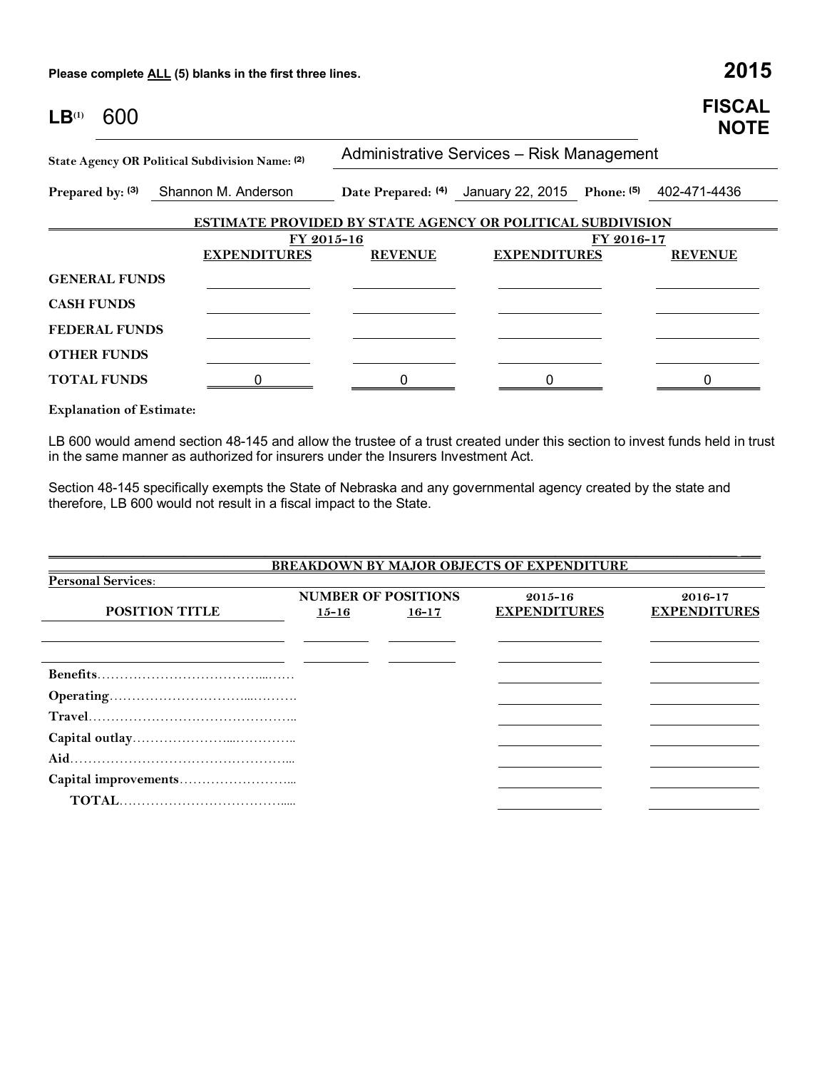Please complete **ALL** (5) blanks in the first three lines.

# 2015 FISCAL NOTE

**LB**[1] 600

**State Agency OR Political Subdivision Name:** [2] Administrative Services – Risk Management

**Prepared by:** [3] Shannon M. Anderson **Date Prepared:** [4] January 22, 2015 **Phone:** [5] 402-471-4436

## ESTIMATE PROVIDED BY STATE AGENCY OR POLITICAL SUBDIVISION

| | FY 2015-16 | | FY 2016-17 | |
|---|---|---|---|---|
| | **EXPENDITURES** | **REVENUE** | **EXPENDITURES** | **REVENUE** |
| **GENERAL FUNDS** | | | | |
| **CASH FUNDS** | | | | |
| **FEDERAL FUNDS** | | | | |
| **OTHER FUNDS** | | | | |
| **TOTAL FUNDS** | 0 | 0 | 0 | 0 |

**Explanation of Estimate:**

LB 600 would amend section 48-145 and allow the trustee of a trust created under this section to invest funds held in trust in the same manner as authorized for insurers under the Insurers Investment Act.

Section 48-145 specifically exempts the State of Nebraska and any governmental agency created by the state and therefore, LB 600 would not result in a fiscal impact to the State.

## BREAKDOWN BY MAJOR OBJECTS OF EXPENDITURE

**Personal Services:**

| POSITION TITLE | NUMBER OF POSITIONS 15-16 | NUMBER OF POSITIONS 16-17 | 2015-16 EXPENDITURES | 2016-17 EXPENDITURES |
|---|---|---|---|---|
| | | | | |
| | | | | |
| **Benefits** | | | | |
| **Operating** | | | | |
| **Travel** | | | | |
| **Capital outlay** | | | | |
| **Aid** | | | | |
| **Capital improvements** | | | | |
| **TOTAL** | | | | |